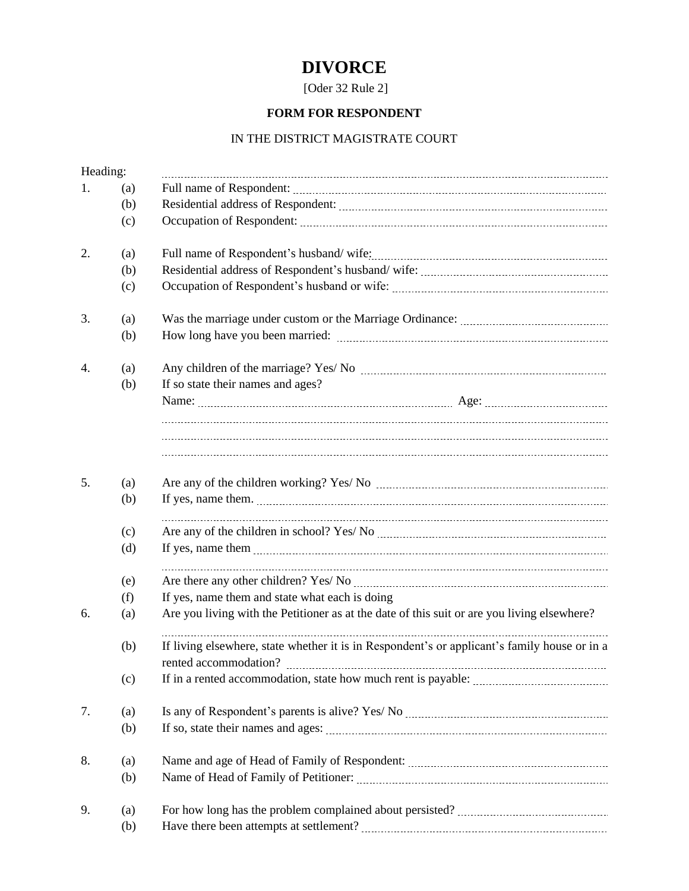# DIVORCE

[Oder 32 Rule 2]

**FORM FOR RESPONDENT**

IN THE DISTRICT MAGISTRATE COURT

Heading: ..............................................................................................................

1. (a) Full name of Respondent: ..............................................................................
   (b) Residential address of Respondent: ................................................................
   (c) Occupation of Respondent: ..............................................................................

2. (a) Full name of Respondent's husband/ wife: ......................................................
   (b) Residential address of Respondent's husband/ wife: ......................................
   (c) Occupation of Respondent's husband or wife: ..................................................

3. (a) Was the marriage under custom or the Marriage Ordinance: ..............................
   (b) How long have you been married: ......................................................................

4. (a) Any children of the marriage? Yes/ No ..............................................................
   (b) If so state their names and ages?
   Name: ........................................................................ Age: ..................................
   ..............................................................................................................
   ..............................................................................................................
   ..............................................................................................................

5. (a) Are any of the children working? Yes/ No ............................................................
   (b) If yes, name them. ..............................................................................................
   ..............................................................................................................
   (c) Are any of the children in school? Yes/ No ..........................................................
   (d) If yes, name them ..............................................................................................
   ..............................................................................................................
   (e) Are there any other children? Yes/ No ................................................................
   (f) If yes, name them and state what each is doing

6. (a) Are you living with the Petitioner as at the date of this suit or are you living elsewhere?
   ..............................................................................................................
   (b) If living elsewhere, state whether it is in Respondent's or applicant's family house or in a rented accommodation? ..............................................................................
   (c) If in a rented accommodation, state how much rent is payable: ..........................

7. (a) Is any of Respondent's parents is alive? Yes/ No ................................................
   (b) If so, state their names and ages: ......................................................................

8. (a) Name and age of Head of Family of Respondent: ................................................
   (b) Name of Head of Family of Petitioner: ..................................................................

9. (a) For how long has the problem complained about persisted? ..............................
   (b) Have there been attempts at settlement? ............................................................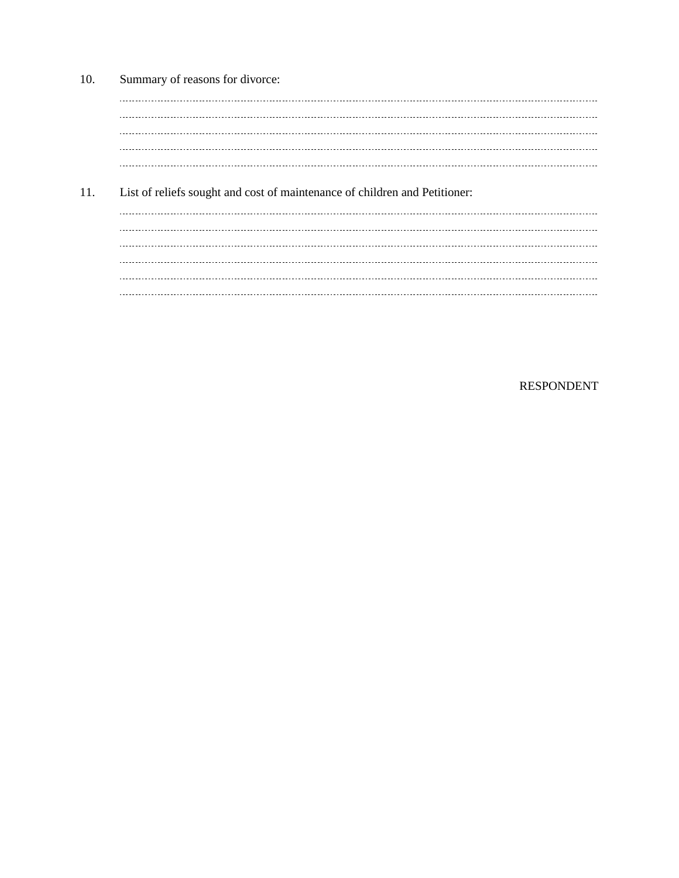10. Summary of reasons for divorce:

.......................................................................................................................................................................

.......................................................................................................................................................................

.......................................................................................................................................................................

.......................................................................................................................................................................

.......................................................................................................................................................................

11. List of reliefs sought and cost of maintenance of children and Petitioner:

.......................................................................................................................................................................

.......................................................................................................................................................................

.......................................................................................................................................................................

.......................................................................................................................................................................

.......................................................................................................................................................................

.......................................................................................................................................................................

RESPONDENT